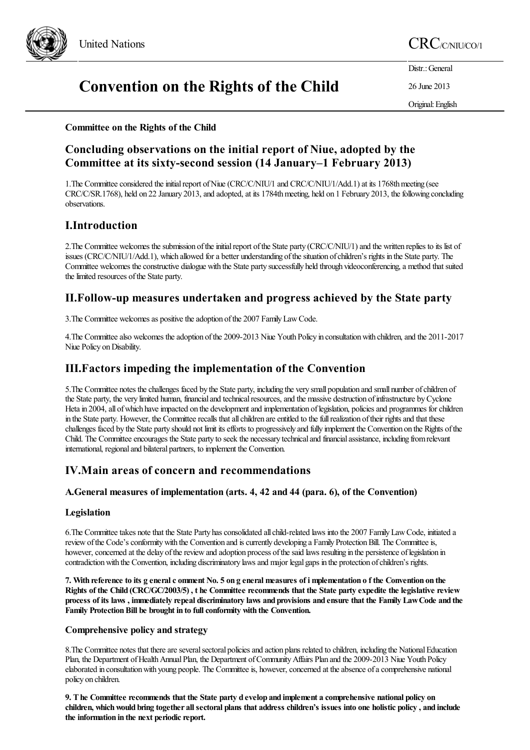United Nations

CRC/C/NIU/CO/1

# Convention on the Rights of the Child

Distr.: General

26 June 2013

Original: English

**Committee on the Rights of the Child**

## Concluding observations on the initial report of Niue, adopted by the Committee at its sixty-second session (14 January–1 February 2013)

1.The Committee considered the initial report of Niue (CRC/C/NIU/1 and CRC/C/NIU/1/Add.1) at its 1768th meeting (see CRC/C/SR.1768), held on 22 January 2013, and adopted, at its 1784th meeting, held on 1 February 2013, the following concluding observations.

## I.Introduction

2.The Committee welcomes the submission of the initial report of the State party (CRC/C/NIU/1) and the written replies to its list of issues (CRC/C/NIU/1/Add.1), which allowed for a better understanding of the situation of children's rights in the State party. The Committee welcomes the constructive dialogue with the State party successfully held through videoconferencing, a method that suited the limited resources of the State party.

## II.Follow-up measures undertaken and progress achieved by the State party

3.The Committee welcomes as positive the adoption of the 2007 Family Law Code.

4.The Committee also welcomes the adoption of the 2009-2013 Niue Youth Policy in consultation with children, and the 2011-2017 Niue Policy on Disability.

## III.Factors impeding the implementation of the Convention

5.The Committee notes the challenges faced by the State party, including the very small population and small number of children of the State party, the very limited human, financial and technical resources, and the massive destruction of infrastructure by Cyclone Heta in 2004, all of which have impacted on the development and implementation of legislation, policies and programmes for children in the State party. However, the Committee recalls that all children are entitled to the full realization of their rights and that these challenges faced by the State party should not limit its efforts to progressively and fully implement the Convention on the Rights of the Child. The Committee encourages the State party to seek the necessary technical and financial assistance, including from relevant international, regional and bilateral partners, to implement the Convention.

## IV.Main areas of concern and recommendations

### A.General measures of implementation (arts. 4, 42 and 44 (para. 6), of the Convention)

#### Legislation

6.The Committee takes note that the State Party has consolidated all child-related laws into the 2007 Family Law Code, initiated a review of the Code's conformity with the Convention and is currently developing a Family Protection Bill. The Committee is, however, concerned at the delay of the review and adoption process of the said laws resulting in the persistence of legislation in contradiction with the Convention, including discriminatory laws and major legal gaps in the protection of children's rights.

**7. With reference to its g eneral c omment No. 5 on g eneral measures of i mplementation o f the Convention on the Rights of the Child (CRC/GC/2003/5) , t he Committee recommends that the State party expedite the legislative review process of its laws , immediately repeal discriminatory laws and provisions and ensure that the Family Law Code and the Family Protection Bill be brought in to full conformity with the Convention.**

#### Comprehensive policy and strategy

8.The Committee notes that there are several sectoral policies and action plans related to children, including the National Education Plan, the Department of Health Annual Plan, the Department of Community Affairs Plan and the 2009-2013 Niue Youth Policy elaborated in consultation with young people. The Committee is, however, concerned at the absence of a comprehensive national policy on children.

**9. T he Committee recommends that the State party d evelop and implement a comprehensive national policy on children, which would bring together all sectoral plans that address children's issues into one holistic policy , and include the information in the next periodic report.**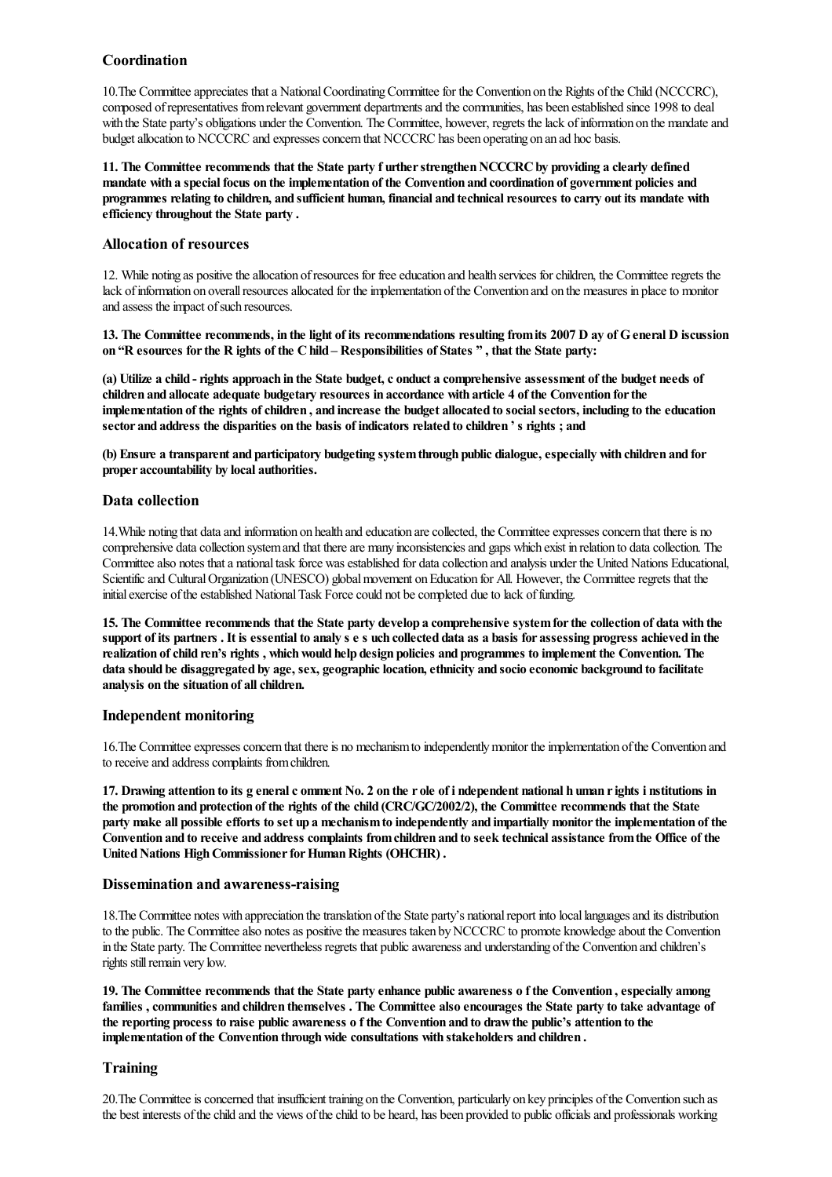## Coordination

10.The Committee appreciates that a National Coordinating Committee for the Convention on the Rights of the Child (NCCCRC), composed of representatives from relevant government departments and the communities, has been established since 1998 to deal with the State party's obligations under the Convention. The Committee, however, regrets the lack of information on the mandate and budget allocation to NCCCRC and expresses concern that NCCCRC has been operating on an ad hoc basis.

**11. The Committee recommends that the State party f urther strengthen NCCCRC by providing a clearly defined mandate with a special focus on the implementation of the Convention and coordination of government policies and programmes relating to children, and sufficient human, financial and technical resources to carry out its mandate with efficiency throughout the State party .**

## Allocation of resources

12. While noting as positive the allocation of resources for free education and health services for children, the Committee regrets the lack of information on overall resources allocated for the implementation of the Convention and on the measures in place to monitor and assess the impact of such resources.

**13. The Committee recommends, in the light of its recommendations resulting from its 2007 D ay of G eneral D iscussion on "R esources for the R ights of the C hild – Responsibilities of States " , that the State party:**

**(a) Utilize a child - rights approach in the State budget, c onduct a comprehensive assessment of the budget needs of children and allocate adequate budgetary resources in accordance with article 4 of the Convention for the implementation of the rights of children , and increase the budget allocated to social sectors, including to the education sector and address the disparities on the basis of indicators related to children ' s rights ; and**

**(b) Ensure a transparent and participatory budgeting system through public dialogue, especially with children and for proper accountability by local authorities.**

## Data collection

14.While noting that data and information on health and education are collected, the Committee expresses concern that there is no comprehensive data collection system and that there are many inconsistencies and gaps which exist in relation to data collection. The Committee also notes that a national task force was established for data collection and analysis under the United Nations Educational, Scientific and Cultural Organization (UNESCO) global movement on Education for All. However, the Committee regrets that the initial exercise of the established National Task Force could not be completed due to lack of funding.

**15. The Committee recommends that the State party develop a comprehensive system for the collection of data with the support of its partners . It is essential to analy s e s uch collected data as a basis for assessing progress achieved in the realization of child ren's rights , which would help design policies and programmes to implement the Convention. The data should be disaggregated by age, sex, geographic location, ethnicity and socio economic background to facilitate analysis on the situation of all children.**

## Independent monitoring

16.The Committee expresses concern that there is no mechanism to independently monitor the implementation of the Convention and to receive and address complaints from children.

**17. Drawing attention to its g eneral c omment No. 2 on the r ole of i ndependent national h uman r ights i nstitutions in the promotion and protection of the rights of the child (CRC/GC/2002/2), the Committee recommends that the State party make all possible efforts to set up a mechanism to independently and impartially monitor the implementation of the Convention and to receive and address complaints from children and to seek technical assistance from the Office of the United Nations High Commissioner for Human Rights (OHCHR) .**

## Dissemination and awareness-raising

18.The Committee notes with appreciation the translation of the State party's national report into local languages and its distribution to the public. The Committee also notes as positive the measures taken by NCCCRC to promote knowledge about the Convention in the State party. The Committee nevertheless regrets that public awareness and understanding of the Convention and children's rights still remain very low.

**19. The Committee recommends that the State party enhance public awareness o f the Convention , especially among families , communities and children themselves . The Committee also encourages the State party to take advantage of the reporting process to raise public awareness o f the Convention and to draw the public's attention to the implementation of the Convention through wide consultations with stakeholders and children .**

## Training

20.The Committee is concerned that insufficient training on the Convention, particularly on key principles of the Convention such as the best interests of the child and the views of the child to be heard, has been provided to public officials and professionals working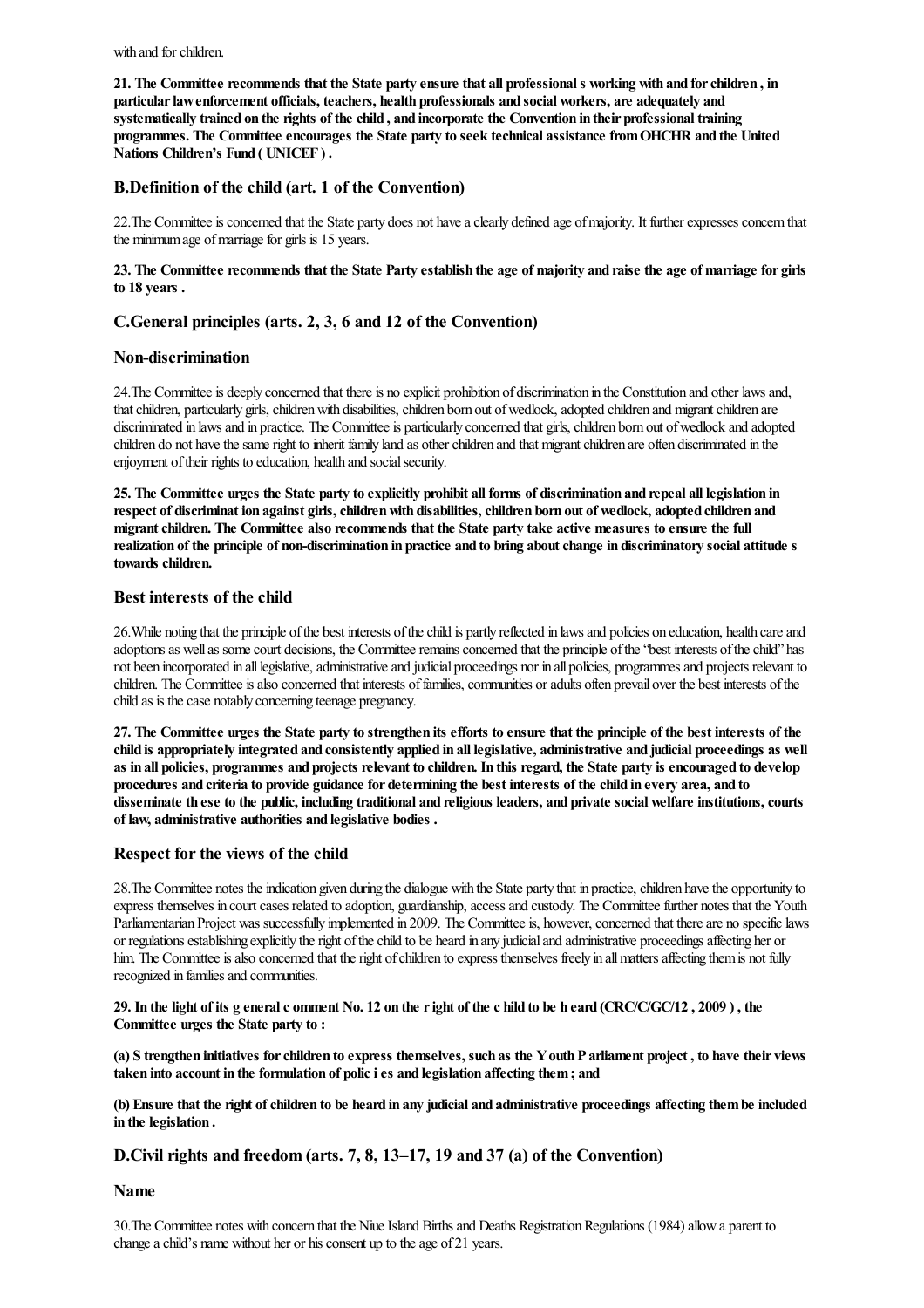with and for children.

**21. The Committee recommends that the State party ensure that all professionals working with and for children, in particular law enforcement officials, teachers, health professionals and social workers, are adequately and systematically trained on the rights of the child, and incorporate the Convention in their professional training programmes. The Committee encourages the State party to seek technical assistance from OHCHR and the United Nations Children's Fund (UNICEF).**

## B.Definition of the child (art. 1 of the Convention)

22.The Committee is concerned that the State party does not have a clearly defined age of majority. It further expresses concern that the minimum age of marriage for girls is 15 years.

**23. The Committee recommends that the State Party establish the age of majority and raise the age of marriage for girls to 18 years.**

## C.General principles (arts. 2, 3, 6 and 12 of the Convention)

### Non-discrimination

24.The Committee is deeply concerned that there is no explicit prohibition of discrimination in the Constitution and other laws and, that children, particularly girls, children with disabilities, children born out of wedlock, adopted children and migrant children are discriminated in laws and in practice. The Committee is particularly concerned that girls, children born out of wedlock and adopted children do not have the same right to inherit family land as other children and that migrant children are often discriminated in the enjoyment of their rights to education, health and social security.

**25. The Committee urges the State party to explicitly prohibit all forms of discrimination and repeal all legislation in respect of discrimination against girls, children with disabilities, children born out of wedlock, adopted children and migrant children. The Committee also recommends that the State party take active measures to ensure the full realization of the principle of non-discrimination in practice and to bring about change in discriminatory social attitudes towards children.**

### Best interests of the child

26.While noting that the principle of the best interests of the child is partly reflected in laws and policies on education, health care and adoptions as well as some court decisions, the Committee remains concerned that the principle of the "best interests of the child" has not been incorporated in all legislative, administrative and judicial proceedings nor in all policies, programmes and projects relevant to children. The Committee is also concerned that interests of families, communities or adults often prevail over the best interests of the child as is the case notably concerning teenage pregnancy.

**27. The Committee urges the State party to strengthen its efforts to ensure that the principle of the best interests of the child is appropriately integrated and consistently applied in all legislative, administrative and judicial proceedings as well as in all policies, programmes and projects relevant to children. In this regard, the State party is encouraged to develop procedures and criteria to provide guidance for determining the best interests of the child in every area, and to disseminate these to the public, including traditional and religious leaders, and private social welfare institutions, courts of law, administrative authorities and legislative bodies.**

### Respect for the views of the child

28.The Committee notes the indication given during the dialogue with the State party that in practice, children have the opportunity to express themselves in court cases related to adoption, guardianship, access and custody. The Committee further notes that the Youth Parliamentarian Project was successfully implemented in 2009. The Committee is, however, concerned that there are no specific laws or regulations establishing explicitly the right of the child to be heard in any judicial and administrative proceedings affecting her or him. The Committee is also concerned that the right of children to express themselves freely in all matters affecting them is not fully recognized in families and communities.

**29. In the light of its general comment No. 12 on the right of the child to be heard (CRC/C/GC/12, 2009), the Committee urges the State party to:**

**(a) Strengthen initiatives for children to express themselves, such as the Youth Parliament project, to have their views taken into account in the formulation of policies and legislation affecting them; and**

**(b) Ensure that the right of children to be heard in any judicial and administrative proceedings affecting them be included in the legislation.**

## D.Civil rights and freedom (arts. 7, 8, 13–17, 19 and 37 (a) of the Convention)

### Name

30.The Committee notes with concern that the Niue Island Births and Deaths Registration Regulations (1984) allow a parent to change a child's name without her or his consent up to the age of 21 years.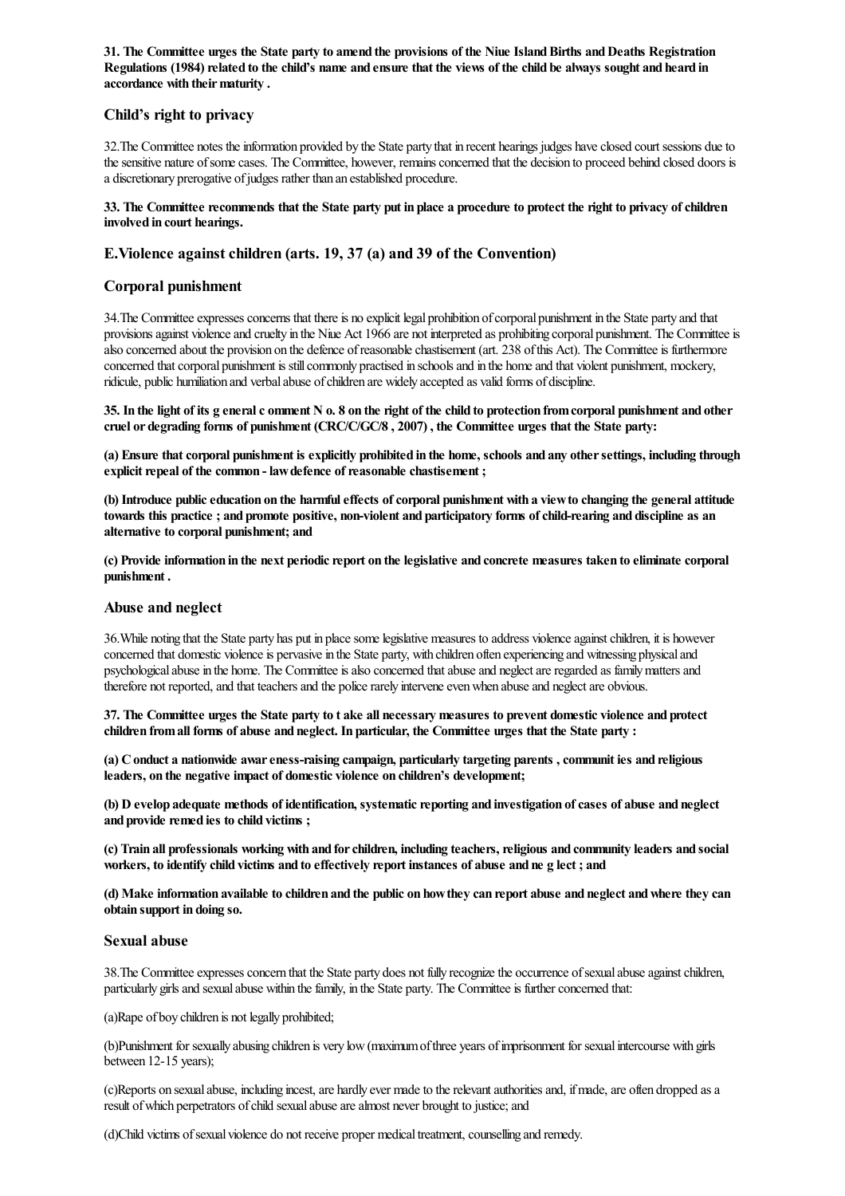**31. The Committee urges the State party to amend the provisions of the Niue Island Births and Deaths Registration Regulations (1984) related to the child's name and ensure that the views of the child be always sought and heard in accordance with their maturity .**

### Child's right to privacy

32.The Committee notes the information provided by the State party that in recent hearings judges have closed court sessions due to the sensitive nature of some cases. The Committee, however, remains concerned that the decision to proceed behind closed doors is a discretionary prerogative of judges rather than an established procedure.

**33. The Committee recommends that the State party put in place a procedure to protect the right to privacy of children involved in court hearings.**

## E.Violence against children (arts. 19, 37 (a) and 39 of the Convention)

### Corporal punishment

34.The Committee expresses concerns that there is no explicit legal prohibition of corporal punishment in the State party and that provisions against violence and cruelty in the Niue Act 1966 are not interpreted as prohibiting corporal punishment. The Committee is also concerned about the provision on the defence of reasonable chastisement (art. 238 of this Act). The Committee is furthermore concerned that corporal punishment is still commonly practised in schools and in the home and that violent punishment, mockery, ridicule, public humiliation and verbal abuse of children are widely accepted as valid forms of discipline.

**35. In the light of its g eneral c omment N o. 8 on the right of the child to protection from corporal punishment and other cruel or degrading forms of punishment (CRC/C/GC/8 , 2007) , the Committee urges that the State party:**

**(a) Ensure that corporal punishment is explicitly prohibited in the home, schools and any other settings, including through explicit repeal of the common - law defence of reasonable chastisement ;**

**(b) Introduce public education on the harmful effects of corporal punishment with a view to changing the general attitude towards this practice ; and promote positive, non-violent and participatory forms of child-rearing and discipline as an alternative to corporal punishment; and**

**(c) Provide information in the next periodic report on the legislative and concrete measures taken to eliminate corporal punishment .**

### Abuse and neglect

36.While noting that the State party has put in place some legislative measures to address violence against children, it is however concerned that domestic violence is pervasive in the State party, with children often experiencing and witnessing physical and psychological abuse in the home. The Committee is also concerned that abuse and neglect are regarded as family matters and therefore not reported, and that teachers and the police rarely intervene even when abuse and neglect are obvious.

**37. The Committee urges the State party to t ake all necessary measures to prevent domestic violence and protect children from all forms of abuse and neglect. In particular, the Committee urges that the State party :**

**(a) C onduct a nationwide awar eness-raising campaign, particularly targeting parents , communit ies and religious leaders, on the negative impact of domestic violence on children's development;**

**(b) D evelop adequate methods of identification, systematic reporting and investigation of cases of abuse and neglect and provide remed ies to child victims ;**

**(c) Train all professionals working with and for children, including teachers, religious and community leaders and social workers, to identify child victims and to effectively report instances of abuse and ne g lect ; and**

**(d) Make information available to children and the public on how they can report abuse and neglect and where they can obtain support in doing so.**

### Sexual abuse

38.The Committee expresses concern that the State party does not fully recognize the occurrence of sexual abuse against children, particularly girls and sexual abuse within the family, in the State party. The Committee is further concerned that:

(a)Rape of boy children is not legally prohibited;

(b)Punishment for sexually abusing children is very low (maximum of three years of imprisonment for sexual intercourse with girls between 12-15 years);

(c)Reports on sexual abuse, including incest, are hardly ever made to the relevant authorities and, if made, are often dropped as a result of which perpetrators of child sexual abuse are almost never brought to justice; and

(d)Child victims of sexual violence do not receive proper medical treatment, counselling and remedy.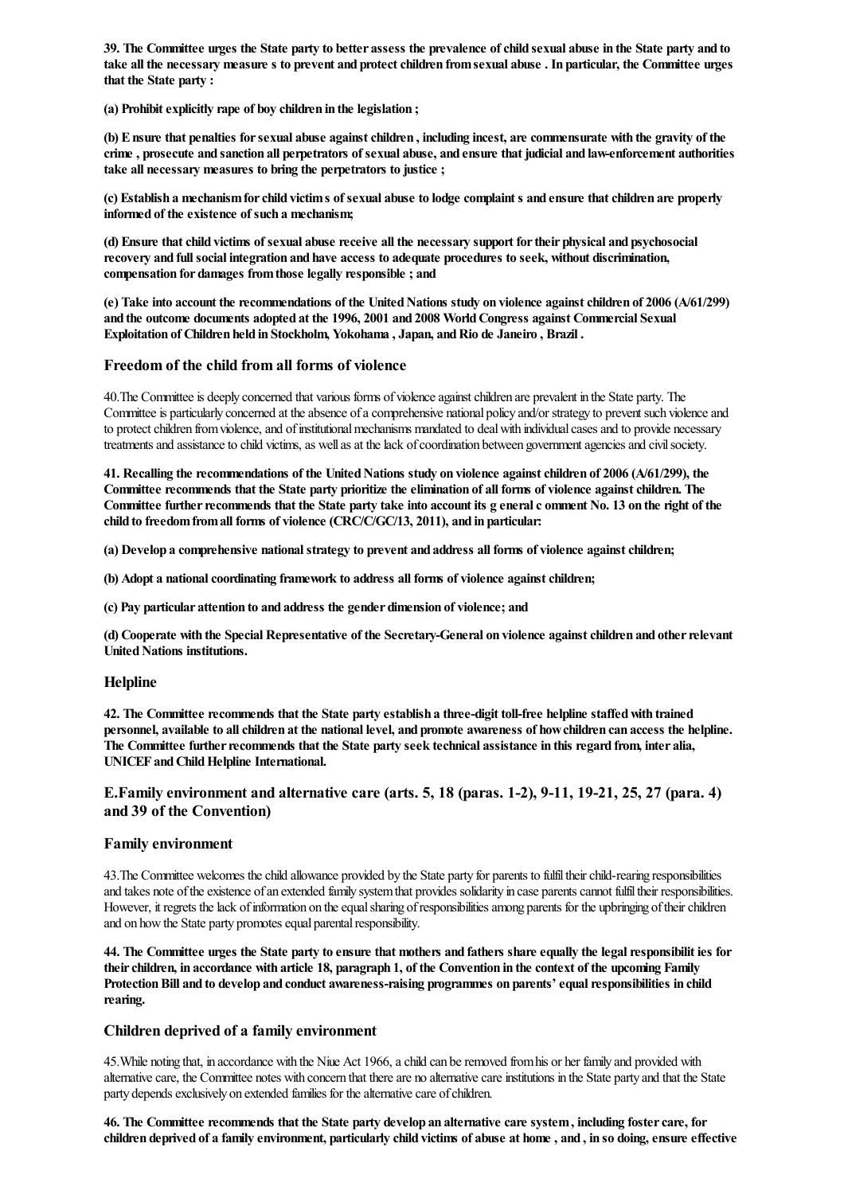**39. The Committee urges the State party to better assess the prevalence of child sexual abuse in the State party and to take all the necessary measure s to prevent and protect children from sexual abuse . In particular, the Committee urges that the State party :**

**(a) Prohibit explicitly rape of boy children in the legislation ;**

**(b) E nsure that penalties for sexual abuse against children , including incest, are commensurate with the gravity of the crime , prosecute and sanction all perpetrators of sexual abuse, and ensure that judicial and law-enforcement authorities take all necessary measures to bring the perpetrators to justice ;**

**(c) Establish a mechanism for child victim s of sexual abuse to lodge complaint s and ensure that children are properly informed of the existence of such a mechanism;**

**(d) Ensure that child victims of sexual abuse receive all the necessary support for their physical and psychosocial recovery and full social integration and have access to adequate procedures to seek, without discrimination, compensation for damages from those legally responsible ; and**

**(e) Take into account the recommendations of the United Nations study on violence against children of 2006 (A/61/299) and the outcome documents adopted at the 1996, 2001 and 2008 World Congress against Commercial Sexual Exploitation of Children held in Stockholm, Yokohama , Japan, and Rio de Janeiro , Brazil .**

### Freedom of the child from all forms of violence

40.The Committee is deeply concerned that various forms of violence against children are prevalent in the State party. The Committee is particularly concerned at the absence of a comprehensive national policy and/or strategy to prevent such violence and to protect children from violence, and of institutional mechanisms mandated to deal with individual cases and to provide necessary treatments and assistance to child victims, as well as at the lack of coordination between government agencies and civil society.

**41. Recalling the recommendations of the United Nations study on violence against children of 2006 (A/61/299), the Committee recommends that the State party prioritize the elimination of all forms of violence against children. The Committee further recommends that the State party take into account its g eneral c omment No. 13 on the right of the child to freedom from all forms of violence (CRC/C/GC/13, 2011), and in particular:**

**(a) Develop a comprehensive national strategy to prevent and address all forms of violence against children;**

**(b) Adopt a national coordinating framework to address all forms of violence against children;**

**(c) Pay particular attention to and address the gender dimension of violence; and**

**(d) Cooperate with the Special Representative of the Secretary-General on violence against children and other relevant United Nations institutions.**

### Helpline

**42. The Committee recommends that the State party establish a three-digit toll-free helpline staffed with trained personnel, available to all children at the national level, and promote awareness of how children can access the helpline. The Committee further recommends that the State party seek technical assistance in this regard from, inter alia, UNICEF and Child Helpline International.**

## E.Family environment and alternative care (arts. 5, 18 (paras. 1-2), 9-11, 19-21, 25, 27 (para. 4) and 39 of the Convention)

### Family environment

43.The Committee welcomes the child allowance provided by the State party for parents to fulfil their child-rearing responsibilities and takes note of the existence of an extended family system that provides solidarity in case parents cannot fulfil their responsibilities. However, it regrets the lack of information on the equal sharing of responsibilities among parents for the upbringing of their children and on how the State party promotes equal parental responsibility.

**44. The Committee urges the State party to ensure that mothers and fathers share equally the legal responsibilit ies for their children, in accordance with article 18, paragraph 1, of the Convention in the context of the upcoming Family Protection Bill and to develop and conduct awareness-raising programmes on parents' equal responsibilities in child rearing.**

### Children deprived of a family environment

45.While noting that, in accordance with the Niue Act 1966, a child can be removed from his or her family and provided with alternative care, the Committee notes with concern that there are no alternative care institutions in the State party and that the State party depends exclusively on extended families for the alternative care of children.

**46. The Committee recommends that the State party develop an alternative care system , including foster care, for children deprived of a family environment, particularly child victims of abuse at home , and , in so doing, ensure effective**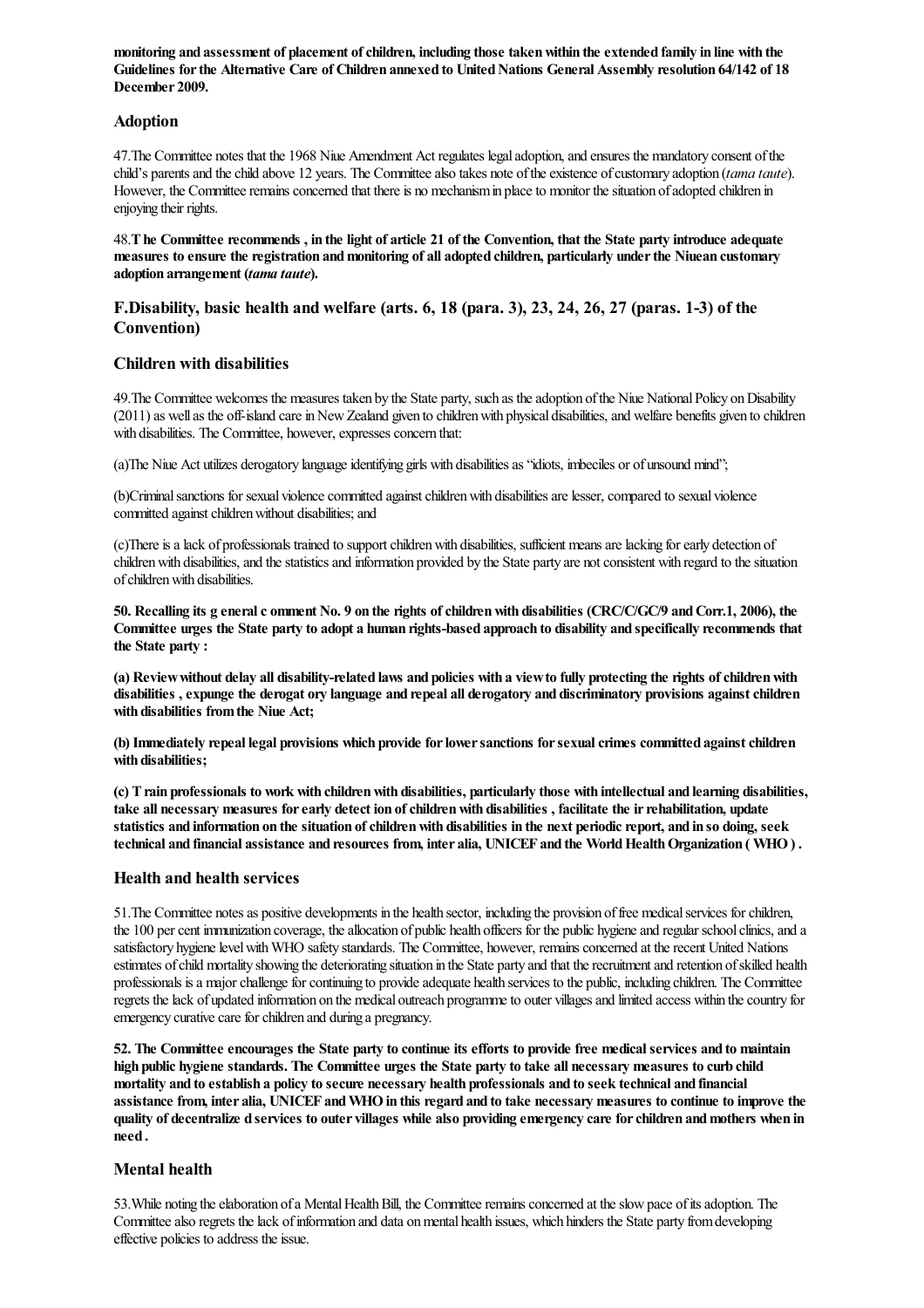**monitoring and assessment of placement of children, including those taken within the extended family in line with the Guidelines for the Alternative Care of Children annexed to United Nations General Assembly resolution 64/142 of 18 December 2009.**

### Adoption

47.The Committee notes that the 1968 Niue Amendment Act regulates legal adoption, and ensures the mandatory consent of the child's parents and the child above 12 years. The Committee also takes note of the existence of customary adoption (*tama taute*). However, the Committee remains concerned that there is no mechanism in place to monitor the situation of adopted children in enjoying their rights.

48.**T he Committee recommends , in the light of article 21 of the Convention, that the State party introduce adequate measures to ensure the registration and monitoring of all adopted children, particularly under the Niuean customary adoption arrangement (*tama taute*).**

## F.Disability, basic health and welfare (arts. 6, 18 (para. 3), 23, 24, 26, 27 (paras. 1-3) of the Convention)

### Children with disabilities

49.The Committee welcomes the measures taken by the State party, such as the adoption of the Niue National Policy on Disability (2011) as well as the off-island care in New Zealand given to children with physical disabilities, and welfare benefits given to children with disabilities. The Committee, however, expresses concern that:

(a)The Niue Act utilizes derogatory language identifying girls with disabilities as "idiots, imbeciles or of unsound mind";

(b)Criminal sanctions for sexual violence committed against children with disabilities are lesser, compared to sexual violence committed against children without disabilities; and

(c)There is a lack of professionals trained to support children with disabilities, sufficient means are lacking for early detection of children with disabilities, and the statistics and information provided by the State party are not consistent with regard to the situation of children with disabilities.

**50. Recalling its g eneral c omment No. 9 on the rights of children with disabilities (CRC/C/GC/9 and Corr.1, 2006), the Committee urges the State party to adopt a human rights-based approach to disability and specifically recommends that the State party :**

**(a) Review without delay all disability-related laws and policies with a view to fully protecting the rights of children with disabilities , expunge the derogat ory language and repeal all derogatory and discriminatory provisions against children with disabilities from the Niue Act;**

**(b) Immediately repeal legal provisions which provide for lower sanctions for sexual crimes committed against children with disabilities;**

**(c) T rain professionals to work with children with disabilities, particularly those with intellectual and learning disabilities, take all necessary measures for early detect ion of children with disabilities , facilitate the ir rehabilitation, update statistics and information on the situation of children with disabilities in the next periodic report, and in so doing, seek technical and financial assistance and resources from, inter alia, UNICEF and the World Health Organization ( WHO ) .**

### Health and health services

51.The Committee notes as positive developments in the health sector, including the provision of free medical services for children, the 100 per cent immunization coverage, the allocation of public health officers for the public hygiene and regular school clinics, and a satisfactory hygiene level with WHO safety standards. The Committee, however, remains concerned at the recent United Nations estimates of child mortality showing the deteriorating situation in the State party and that the recruitment and retention of skilled health professionals is a major challenge for continuing to provide adequate health services to the public, including children. The Committee regrets the lack of updated information on the medical outreach programme to outer villages and limited access within the country for emergency curative care for children and during a pregnancy.

**52. The Committee encourages the State party to continue its efforts to provide free medical services and to maintain high public hygiene standards. The Committee urges the State party to take all necessary measures to curb child mortality and to establish a policy to secure necessary health professionals and to seek technical and financial assistance from, inter alia, UNICEF and WHO in this regard and to take necessary measures to continue to improve the quality of decentralize d services to outer villages while also providing emergency care for children and mothers when in need .**

### Mental health

53.While noting the elaboration of a Mental Health Bill, the Committee remains concerned at the slow pace of its adoption. The Committee also regrets the lack of information and data on mental health issues, which hinders the State party from developing effective policies to address the issue.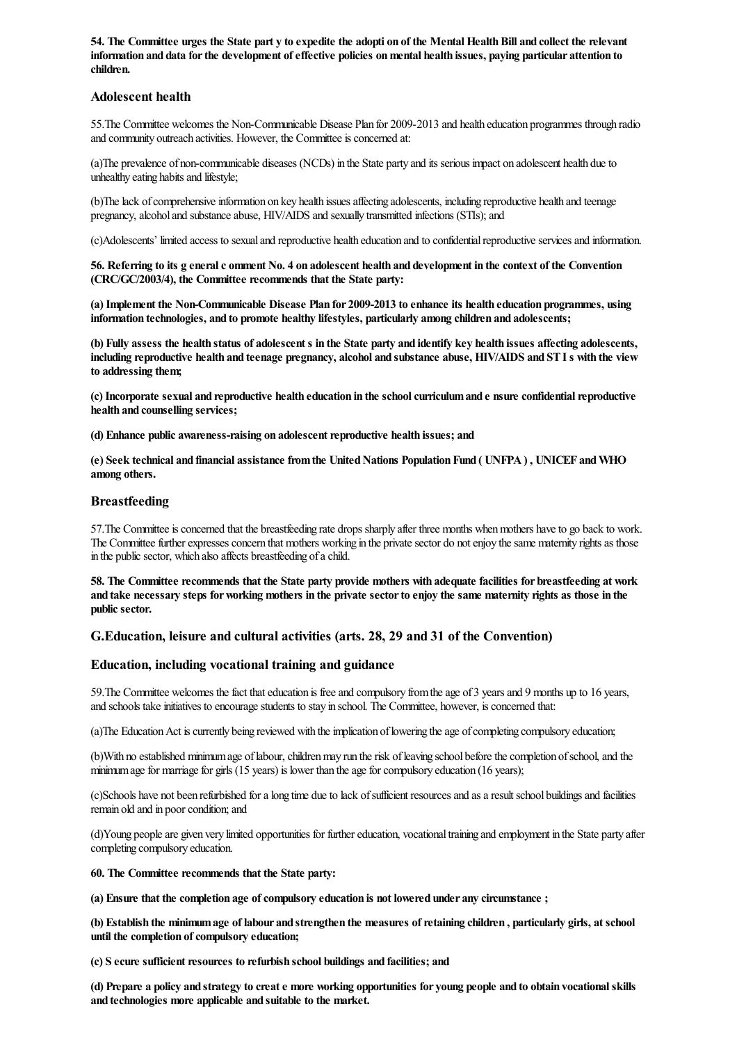**54. The Committee urges the State part y to expedite the adopti on of the Mental Health Bill and collect the relevant information and data for the development of effective policies on mental health issues, paying particular attention to children.**

### Adolescent health

55.The Committee welcomes the Non-Communicable Disease Plan for 2009-2013 and health education programmes through radio and community outreach activities. However, the Committee is concerned at:

(a)The prevalence of non-communicable diseases (NCDs) in the State party and its serious impact on adolescent health due to unhealthy eating habits and lifestyle;

(b)The lack of comprehensive information on key health issues affecting adolescents, including reproductive health and teenage pregnancy, alcohol and substance abuse, HIV/AIDS and sexually transmitted infections (STIs); and

(c)Adolescents' limited access to sexual and reproductive health education and to confidential reproductive services and information.

**56. Referring to its g eneral c omment No. 4 on adolescent health and development in the context of the Convention (CRC/GC/2003/4), the Committee recommends that the State party:**

**(a) Implement the Non-Communicable Disease Plan for 2009-2013 to enhance its health education programmes, using information technologies, and to promote healthy lifestyles, particularly among children and adolescents;**

**(b) Fully assess the health status of adolescent s in the State party and identify key health issues affecting adolescents, including reproductive health and teenage pregnancy, alcohol and substance abuse, HIV/AIDS and ST I s with the view to addressing them;**

**(c) Incorporate sexual and reproductive health education in the school curriculum and e nsure confidential reproductive health and counselling services;**

**(d) Enhance public awareness-raising on adolescent reproductive health issues; and**

**(e) Seek technical and financial assistance from the United Nations Population Fund ( UNFPA ) , UNICEF and WHO among others.**

### Breastfeeding

57.The Committee is concerned that the breastfeeding rate drops sharply after three months when mothers have to go back to work. The Committee further expresses concern that mothers working in the private sector do not enjoy the same maternity rights as those in the public sector, which also affects breastfeeding of a child.

**58. The Committee recommends that the State party provide mothers with adequate facilities for breastfeeding at work and take necessary steps for working mothers in the private sector to enjoy the same maternity rights as those in the public sector.**

## G.Education, leisure and cultural activities (arts. 28, 29 and 31 of the Convention)

### Education, including vocational training and guidance

59.The Committee welcomes the fact that education is free and compulsory from the age of 3 years and 9 months up to 16 years, and schools take initiatives to encourage students to stay in school. The Committee, however, is concerned that:

(a)The Education Act is currently being reviewed with the implication of lowering the age of completing compulsory education;

(b)With no established minimum age of labour, children may run the risk of leaving school before the completion of school, and the minimum age for marriage for girls (15 years) is lower than the age for compulsory education (16 years);

(c)Schools have not been refurbished for a long time due to lack of sufficient resources and as a result school buildings and facilities remain old and in poor condition; and

(d)Young people are given very limited opportunities for further education, vocational training and employment in the State party after completing compulsory education.

**60. The Committee recommends that the State party:**

**(a) Ensure that the completion age of compulsory education is not lowered under any circumstance ;**

**(b) Establish the minimum age of labour and strengthen the measures of retaining children , particularly girls, at school until the completion of compulsory education;**

**(c) S ecure sufficient resources to refurbish school buildings and facilities; and**

**(d) Prepare a policy and strategy to creat e more working opportunities for young people and to obtain vocational skills and technologies more applicable and suitable to the market.**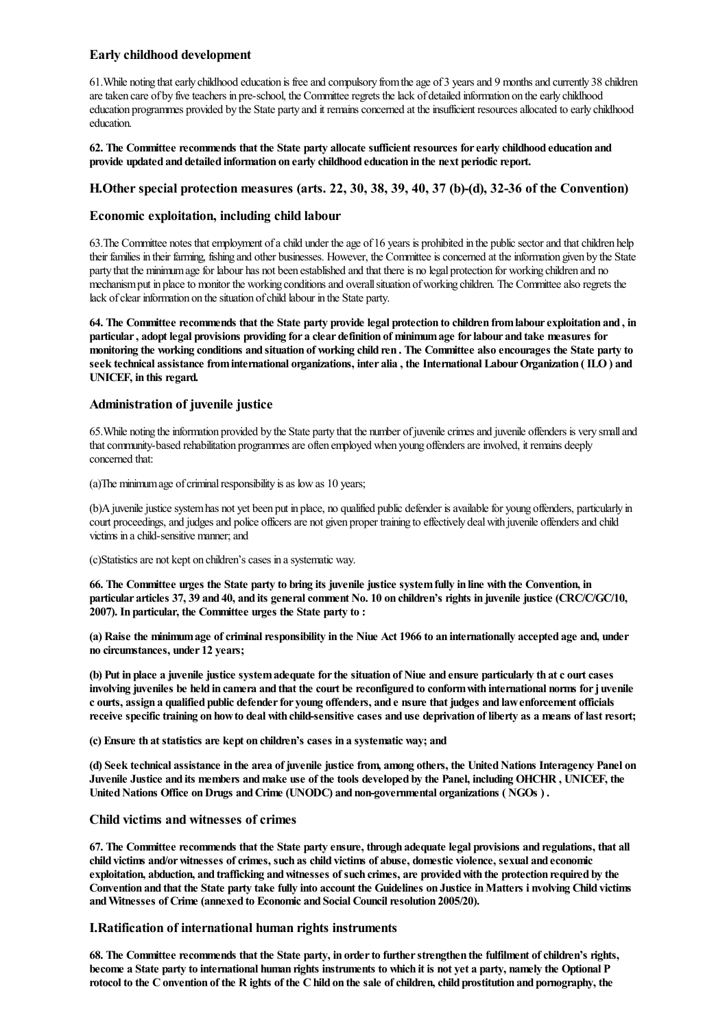### Early childhood development

61.While noting that early childhood education is free and compulsory from the age of 3 years and 9 months and currently 38 children are taken care of by five teachers in pre-school, the Committee regrets the lack of detailed information on the early childhood education programmes provided by the State party and it remains concerned at the insufficient resources allocated to early childhood education.

**62. The Committee recommends that the State party allocate sufficient resources for early childhood education and provide updated and detailed information on early childhood education in the next periodic report.**

## H.Other special protection measures (arts. 22, 30, 38, 39, 40, 37 (b)-(d), 32-36 of the Convention)

### Economic exploitation, including child labour

63.The Committee notes that employment of a child under the age of 16 years is prohibited in the public sector and that children help their families in their farming, fishing and other businesses. However, the Committee is concerned at the information given by the State party that the minimum age for labour has not been established and that there is no legal protection for working children and no mechanism put in place to monitor the working conditions and overall situation of working children. The Committee also regrets the lack of clear information on the situation of child labour in the State party.

**64. The Committee recommends that the State party provide legal protection to children from labour exploitation and , in particular , adopt legal provisions providing for a clear definition of minimum age for labour and take measures for monitoring the working conditions and situation of working child ren . The Committee also encourages the State party to seek technical assistance from international organizations, inter alia , the International Labour Organization ( ILO ) and UNICEF, in this regard.**

### Administration of juvenile justice

65.While noting the information provided by the State party that the number of juvenile crimes and juvenile offenders is very small and that community-based rehabilitation programmes are often employed when young offenders are involved, it remains deeply concerned that:

(a)The minimum age of criminal responsibility is as low as 10 years;

(b)A juvenile justice system has not yet been put in place, no qualified public defender is available for young offenders, particularly in court proceedings, and judges and police officers are not given proper training to effectively deal with juvenile offenders and child victims in a child-sensitive manner; and

(c)Statistics are not kept on children's cases in a systematic way.

**66. The Committee urges the State party to bring its juvenile justice system fully in line with the Convention, in particular articles 37, 39 and 40, and its general comment No. 10 on children's rights in juvenile justice (CRC/C/GC/10, 2007). In particular, the Committee urges the State party to :**

**(a) Raise the minimum age of criminal responsibility in the Niue Act 1966 to an internationally accepted age and, under no circumstances, under 12 years;**

**(b) Put in place a juvenile justice system adequate for the situation of Niue and ensure particularly th at c ourt cases involving juveniles be held in camera and that the court be reconfigured to conform with international norms for j uvenile c ourts, assign a qualified public defender for young offenders, and e nsure that judges and law enforcement officials receive specific training on how to deal with child-sensitive cases and use deprivation of liberty as a means of last resort;**

**(c) Ensure th at statistics are kept on children's cases in a systematic way; and**

**(d) Seek technical assistance in the area of juvenile justice from, among others, the United Nations Interagency Panel on Juvenile Justice and its members and make use of the tools developed by the Panel, including OHCHR , UNICEF, the United Nations Office on Drugs and Crime (UNODC) and non-governmental organizations ( NGOs ) .**

### Child victims and witnesses of crimes

**67. The Committee recommends that the State party ensure, through adequate legal provisions and regulations, that all child victims and/or witnesses of crimes, such as child victims of abuse, domestic violence, sexual and economic exploitation, abduction, and trafficking and witnesses of such crimes, are provided with the protection required by the Convention and that the State party take fully into account the Guidelines on Justice in Matters i nvolving Child victims and Witnesses of Crime (annexed to Economic and Social Council resolution 2005/20).**

## I.Ratification of international human rights instruments

**68. The Committee recommends that the State party, in order to further strengthen the fulfilment of children's rights, become a State party to international human rights instruments to which it is not yet a party, namely the Optional P rotocol to the C onvention of the R ights of the C hild on the sale of children, child prostitution and pornography, the**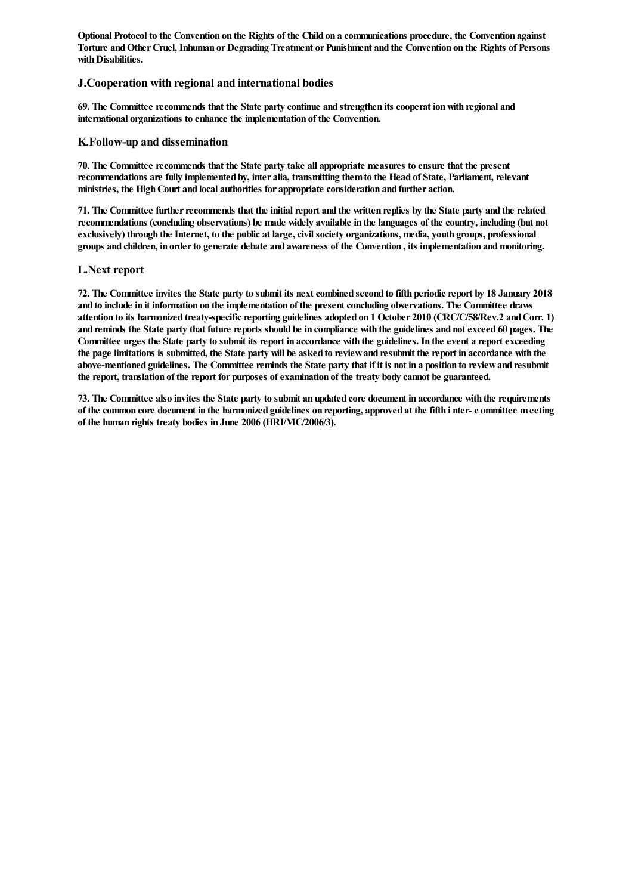**Optional Protocol to the Convention on the Rights of the Child on a communications procedure, the Convention against Torture and Other Cruel, Inhuman or Degrading Treatment or Punishment and the Convention on the Rights of Persons with Disabilities.**

### J.Cooperation with regional and international bodies

**69. The Committee recommends that the State party continue and strengthen its cooperat ion with regional and international organizations to enhance the implementation of the Convention.**

### K.Follow-up and dissemination

**70. The Committee recommends that the State party take all appropriate measures to ensure that the present recommendations are fully implemented by, inter alia, transmitting them to the Head of State, Parliament, relevant ministries, the High Court and local authorities for appropriate consideration and further action.**

**71. The Committee further recommends that the initial report and the written replies by the State party and the related recommendations (concluding observations) be made widely available in the languages of the country, including (but not exclusively) through the Internet, to the public at large, civil society organizations, media, youth groups, professional groups and children, in order to generate debate and awareness of the Convention , its implementation and monitoring.**

### L.Next report

**72. The Committee invites the State party to submit its next combined second to fifth periodic report by 18 January 2018 and to include in it information on the implementation of the present concluding observations. The Committee draws attention to its harmonized treaty-specific reporting guidelines adopted on 1 October 2010 (CRC/C/58/Rev.2 and Corr. 1) and reminds the State party that future reports should be in compliance with the guidelines and not exceed 60 pages. The Committee urges the State party to submit its report in accordance with the guidelines. In the event a report exceeding the page limitations is submitted, the State party will be asked to review and resubmit the report in accordance with the above-mentioned guidelines. The Committee reminds the State party that if it is not in a position to review and resubmit the report, translation of the report for purposes of examination of the treaty body cannot be guaranteed.**

**73. The Committee also invites the State party to submit an updated core document in accordance with the requirements of the common core document in the harmonized guidelines on reporting, approved at the fifth i nter- c ommittee m eeting of the human rights treaty bodies in June 2006 (HRI/MC/2006/3).**